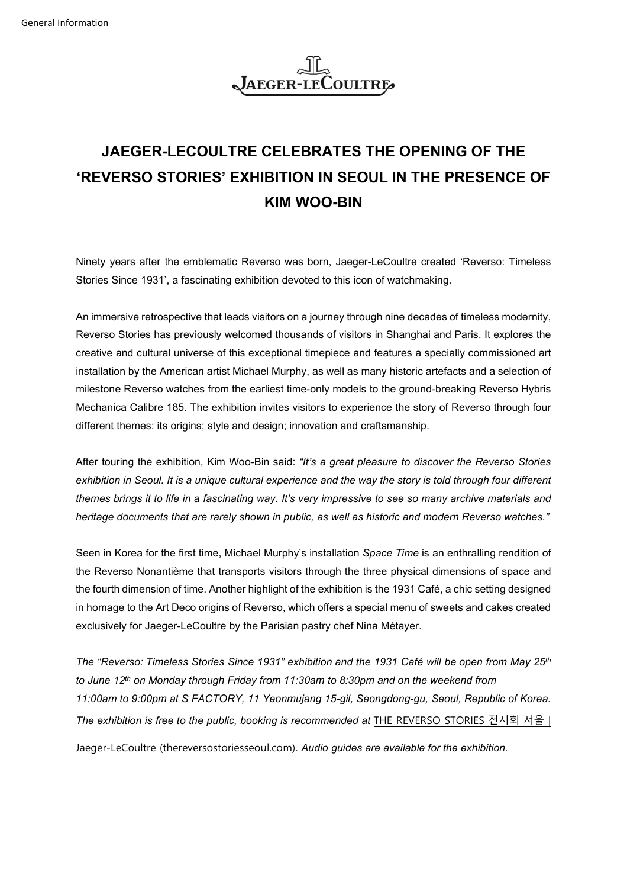# JAEGER-LECOULTRE CELEBRATES THE OPENING OF THE 'REVERSO STORIES' EXHIBITION IN SEOUL IN THE PRESENCE OF KIM WOO-BIN

Ninety years after the emblematic Reverso was born, Jaeger-LeCoultre created 'Reverso: Timeless Stories Since 1931', a fascinating exhibition devoted to this icon of watchmaking.

An immersive retrospective that leads visitors on a journey through nine decades of timeless modernity, Reverso Stories has previously welcomed thousands of visitors in Shanghai and Paris. It explores the creative and cultural universe of this exceptional timepiece and features a specially commissioned art installation by the American artist Michael Murphy, as well as many historic artefacts and a selection of milestone Reverso watches from the earliest time-only models to the ground-breaking Reverso Hybris Mechanica Calibre 185. The exhibition invites visitors to experience the story of Reverso through four different themes: its origins; style and design; innovation and craftsmanship.

After touring the exhibition, Kim Woo-Bin said: *"It's a great pleasure to discover the Reverso Stories exhibition in Seoul. It is a unique cultural experience and the way the story is told through four different themes brings it to life in a fascinating way. It's very impressive to see so many archive materials and heritage documents that are rarely shown in public, as well as historic and modern Reverso watches."*

Seen in Korea for the first time, Michael Murphy's installation *Space Time* is an enthralling rendition of the Reverso Nonantième that transports visitors through the three physical dimensions of space and the fourth dimension of time. Another highlight of the exhibition is the 1931 Café, a chic setting designed in homage to the Art Deco origins of Reverso, which offers a special menu of sweets and cakes created exclusively for Jaeger-LeCoultre by the Parisian pastry chef Nina Métayer.

*The "Reverso: Timeless Stories Since 1931" exhibition and the 1931 Café will be open from May 25th to June 12th on Monday through Friday from 11:30am to 8:30pm and on the weekend from 11:00am to 9:00pm at S FACTORY, 11 Yeonmujang 15-gil, Seongdong-gu, Seoul, Republic of Korea. The exhibition is free to the public, booking is recommended at* THE REVERSO STORIES 전시회 서울 | Jaeger-LeCoultre (thereversostoriesseoul.com). *Audio guides are available for the exhibition.*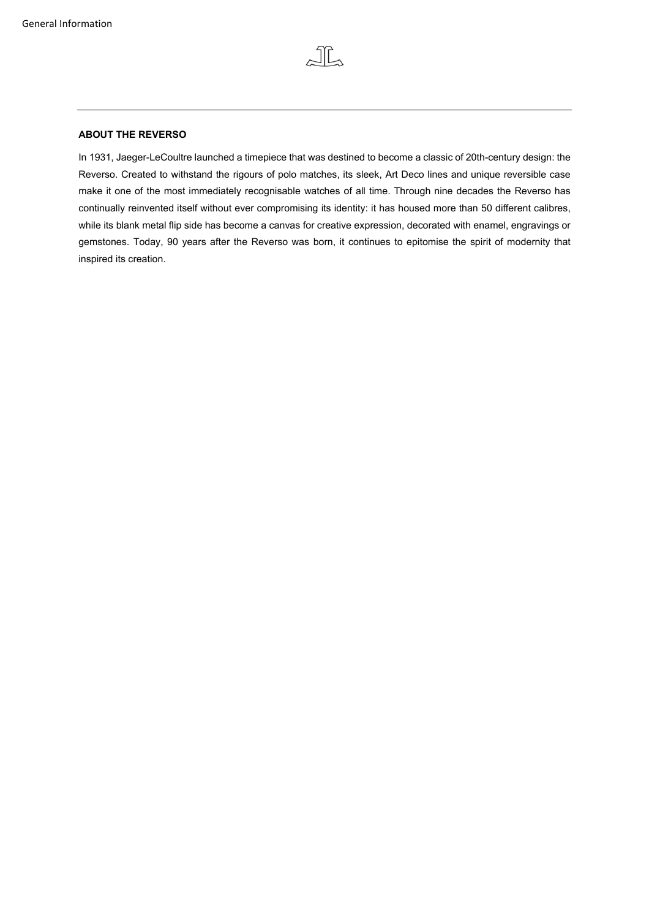## ABOUT THE REVERSO

In 1931, Jaeger-LeCoultre launched a timepiece that was destined to become a classic of 20th-century design: the Reverso. Created to withstand the rigours of polo matches, its sleek, Art Deco lines and unique reversible case make it one of the most immediately recognisable watches of all time. Through nine decades the Reverso has continually reinvented itself without ever compromising its identity: it has housed more than 50 different calibres, while its blank metal flip side has become a canvas for creative expression, decorated with enamel, engravings or gemstones. Today, 90 years after the Reverso was born, it continues to epitomise the spirit of modernity that inspired its creation.